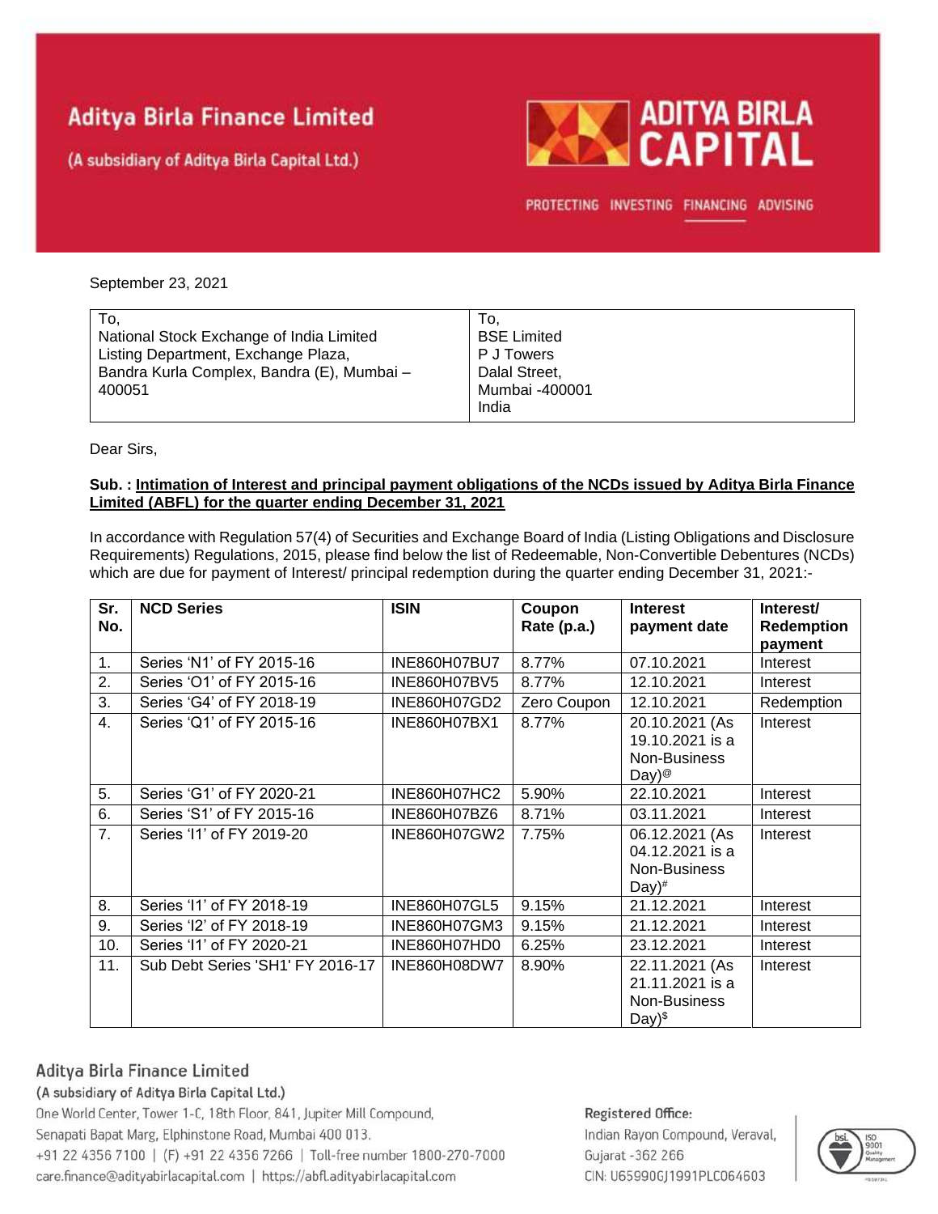# Aditya Birla Finance Limited

(A subsidiary of Aditya Birla Capital Ltd.)

ADITYA BIRLA CAPITAL

PROTECTING INVESTING FINANCING ADVISING

September 23, 2021

| To, National Stock Exchange of India Limited Listing Department, Exchange Plaza, Bandra Kurla Complex, Bandra (E), Mumbai – 400051 | To, BSE Limited P J Towers Dalal Street, Mumbai -400001 India |
|---|---|

Dear Sirs,

**Sub. : Intimation of Interest and principal payment obligations of the NCDs issued by Aditya Birla Finance Limited (ABFL) for the quarter ending December 31, 2021**

In accordance with Regulation 57(4) of Securities and Exchange Board of India (Listing Obligations and Disclosure Requirements) Regulations, 2015, please find below the list of Redeemable, Non-Convertible Debentures (NCDs) which are due for payment of Interest/ principal redemption during the quarter ending December 31, 2021:-

| Sr. No. | NCD Series | ISIN | Coupon Rate (p.a.) | Interest payment date | Interest/ Redemption payment |
|---|---|---|---|---|---|
| 1. | Series 'N1' of FY 2015-16 | INE860H07BU7 | 8.77% | 07.10.2021 | Interest |
| 2. | Series 'O1' of FY 2015-16 | INE860H07BV5 | 8.77% | 12.10.2021 | Interest |
| 3. | Series 'G4' of FY 2018-19 | INE860H07GD2 | Zero Coupon | 12.10.2021 | Redemption |
| 4. | Series 'Q1' of FY 2015-16 | INE860H07BX1 | 8.77% | 20.10.2021 (As 19.10.2021 is a Non-Business Day)[@] | Interest |
| 5. | Series 'G1' of FY 2020-21 | INE860H07HC2 | 5.90% | 22.10.2021 | Interest |
| 6. | Series 'S1' of FY 2015-16 | INE860H07BZ6 | 8.71% | 03.11.2021 | Interest |
| 7. | Series 'I1' of FY 2019-20 | INE860H07GW2 | 7.75% | 06.12.2021 (As 04.12.2021 is a Non-Business Day)[#] | Interest |
| 8. | Series 'I1' of FY 2018-19 | INE860H07GL5 | 9.15% | 21.12.2021 | Interest |
| 9. | Series 'I2' of FY 2018-19 | INE860H07GM3 | 9.15% | 21.12.2021 | Interest |
| 10. | Series 'I1' of FY 2020-21 | INE860H07HD0 | 6.25% | 23.12.2021 | Interest |
| 11. | Sub Debt Series 'SH1' FY 2016-17 | INE860H08DW7 | 8.90% | 22.11.2021 (As 21.11.2021 is a Non-Business Day)[$] | Interest |

**Aditya Birla Finance Limited**
(A subsidiary of Aditya Birla Capital Ltd.)
One World Center, Tower 1-C, 18th Floor, 841, Jupiter Mill Compound,
Senapati Bapat Marg, Elphinstone Road, Mumbai 400 013.
+91 22 4356 7100 | (F) +91 22 4356 7266 | Toll-free number 1800-270-7000
care.finance@adityabirlacapital.com | https://abfl.adityabirlacapital.com

**Registered Office:**
Indian Rayon Compound, Veraval,
Gujarat -362 266
CIN: U65990GJ1991PLC064603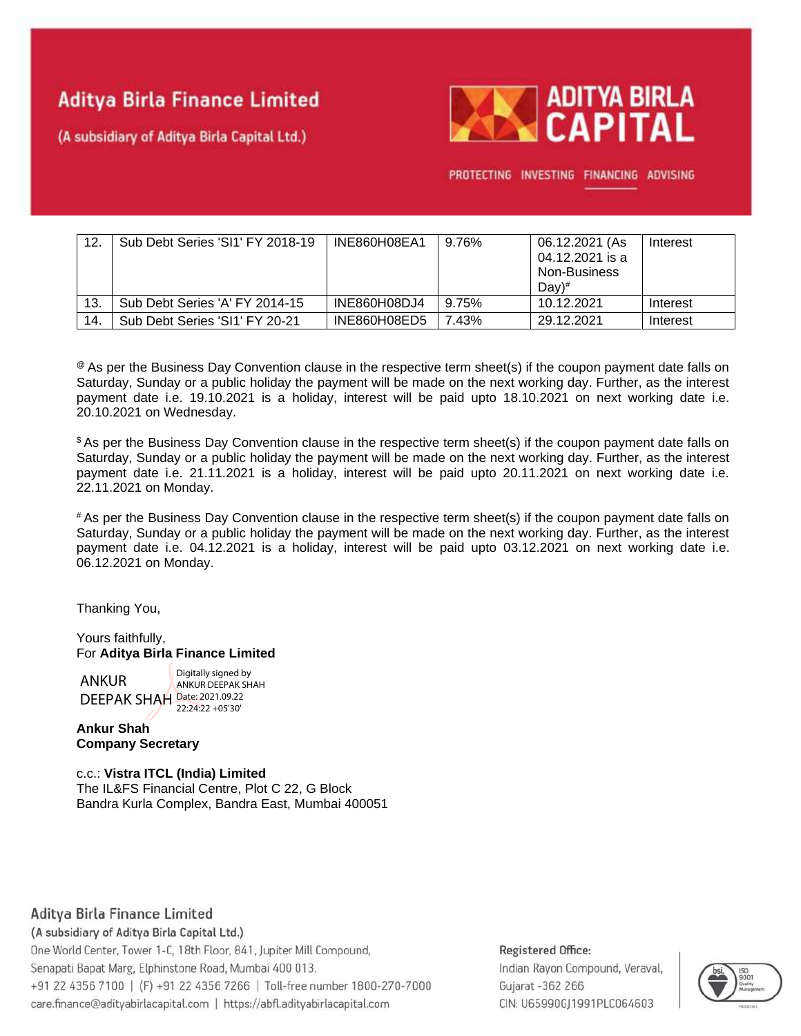| | | | | | |
|---|---|---|---|---|---|
| 12. | Sub Debt Series 'SI1' FY 2018-19 | INE860H08EA1 | 9.76% | 06.12.2021 (As 04.12.2021 is a Non-Business Day)# | Interest |
| 13. | Sub Debt Series 'A' FY 2014-15 | INE860H08DJ4 | 9.75% | 10.12.2021 | Interest |
| 14. | Sub Debt Series 'SI1' FY 20-21 | INE860H08ED5 | 7.43% | 29.12.2021 | Interest |

@ As per the Business Day Convention clause in the respective term sheet(s) if the coupon payment date falls on Saturday, Sunday or a public holiday the payment will be made on the next working day. Further, as the interest payment date i.e. 19.10.2021 is a holiday, interest will be paid upto 18.10.2021 on next working date i.e. 20.10.2021 on Wednesday.

$ As per the Business Day Convention clause in the respective term sheet(s) if the coupon payment date falls on Saturday, Sunday or a public holiday the payment will be made on the next working day. Further, as the interest payment date i.e. 21.11.2021 is a holiday, interest will be paid upto 20.11.2021 on next working date i.e. 22.11.2021 on Monday.

# As per the Business Day Convention clause in the respective term sheet(s) if the coupon payment date falls on Saturday, Sunday or a public holiday the payment will be made on the next working day. Further, as the interest payment date i.e. 04.12.2021 is a holiday, interest will be paid upto 03.12.2021 on next working date i.e. 06.12.2021 on Monday.

Thanking You,

Yours faithfully,
For **Aditya Birla Finance Limited**

ANKUR DEEPAK SHAH
Digitally signed by ANKUR DEEPAK SHAH
Date: 2021.09.22 22:24:22 +05'30'

**Ankur Shah**
**Company Secretary**

c.c.: **Vistra ITCL (India) Limited**
The IL&FS Financial Centre, Plot C 22, G Block
Bandra Kurla Complex, Bandra East, Mumbai 400051